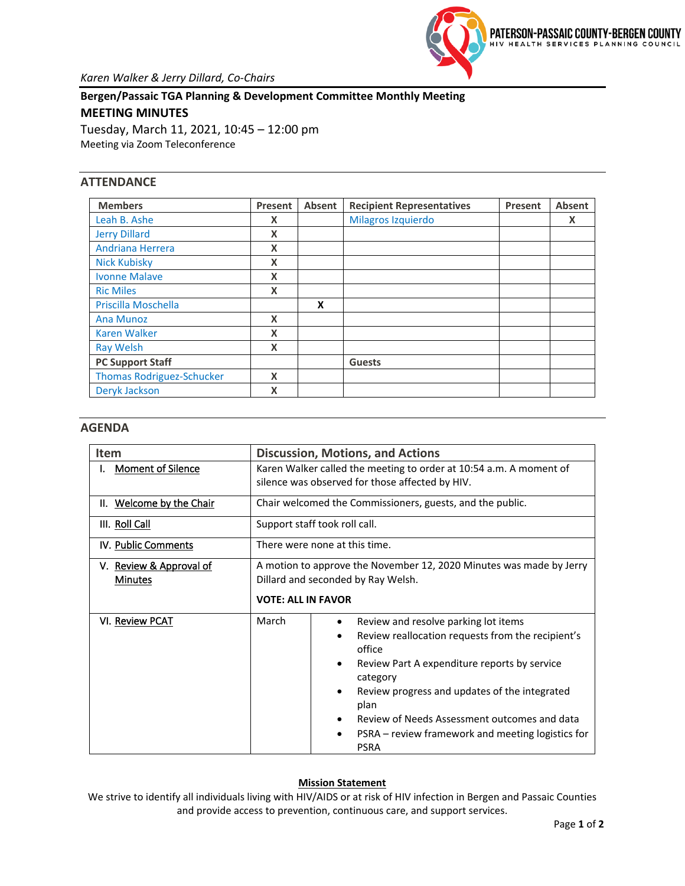PATERSON-PASSAIC COUNTY-BERGEN COUNTY
HIV HEALTH SERVICES PLANNING COUNCIL

*Karen Walker & Jerry Dillard, Co-Chairs*

**Bergen/Passaic TGA Planning & Development Committee Monthly Meeting**

**MEETING MINUTES**

Tuesday, March 11, 2021, 10:45 – 12:00 pm

Meeting via Zoom Teleconference

## ATTENDANCE

| Members | Present | Absent | Recipient Representatives | Present | Absent |
|---|---|---|---|---|---|
| Leah B. Ashe | X | | Milagros Izquierdo | | X |
| Jerry Dillard | X | | | | |
| Andriana Herrera | X | | | | |
| Nick Kubisky | X | | | | |
| Ivonne Malave | X | | | | |
| Ric Miles | X | | | | |
| Priscilla Moschella | | X | | | |
| Ana Munoz | X | | | | |
| Karen Walker | X | | | | |
| Ray Welsh | X | | | | |
| **PC Support Staff** | | | **Guests** | | |
| Thomas Rodriguez-Schucker | X | | | | |
| Deryk Jackson | X | | | | |

## AGENDA

| Item | Discussion, Motions, and Actions | |
|---|---|---|
| I. Moment of Silence | Karen Walker called the meeting to order at 10:54 a.m. A moment of silence was observed for those affected by HIV. | |
| II. Welcome by the Chair | Chair welcomed the Commissioners, guests, and the public. | |
| III. Roll Call | Support staff took roll call. | |
| IV. Public Comments | There were none at this time. | |
| V. Review & Approval of Minutes | A motion to approve the November 12, 2020 Minutes was made by Jerry Dillard and seconded by Ray Welsh.<br><br>**VOTE: ALL IN FAVOR** | |
| VI. Review PCAT | March | • Review and resolve parking lot items<br>• Review reallocation requests from the recipient's office<br>• Review Part A expenditure reports by service category<br>• Review progress and updates of the integrated plan<br>• Review of Needs Assessment outcomes and data<br>• PSRA – review framework and meeting logistics for PSRA |

**Mission Statement**

We strive to identify all individuals living with HIV/AIDS or at risk of HIV infection in Bergen and Passaic Counties and provide access to prevention, continuous care, and support services.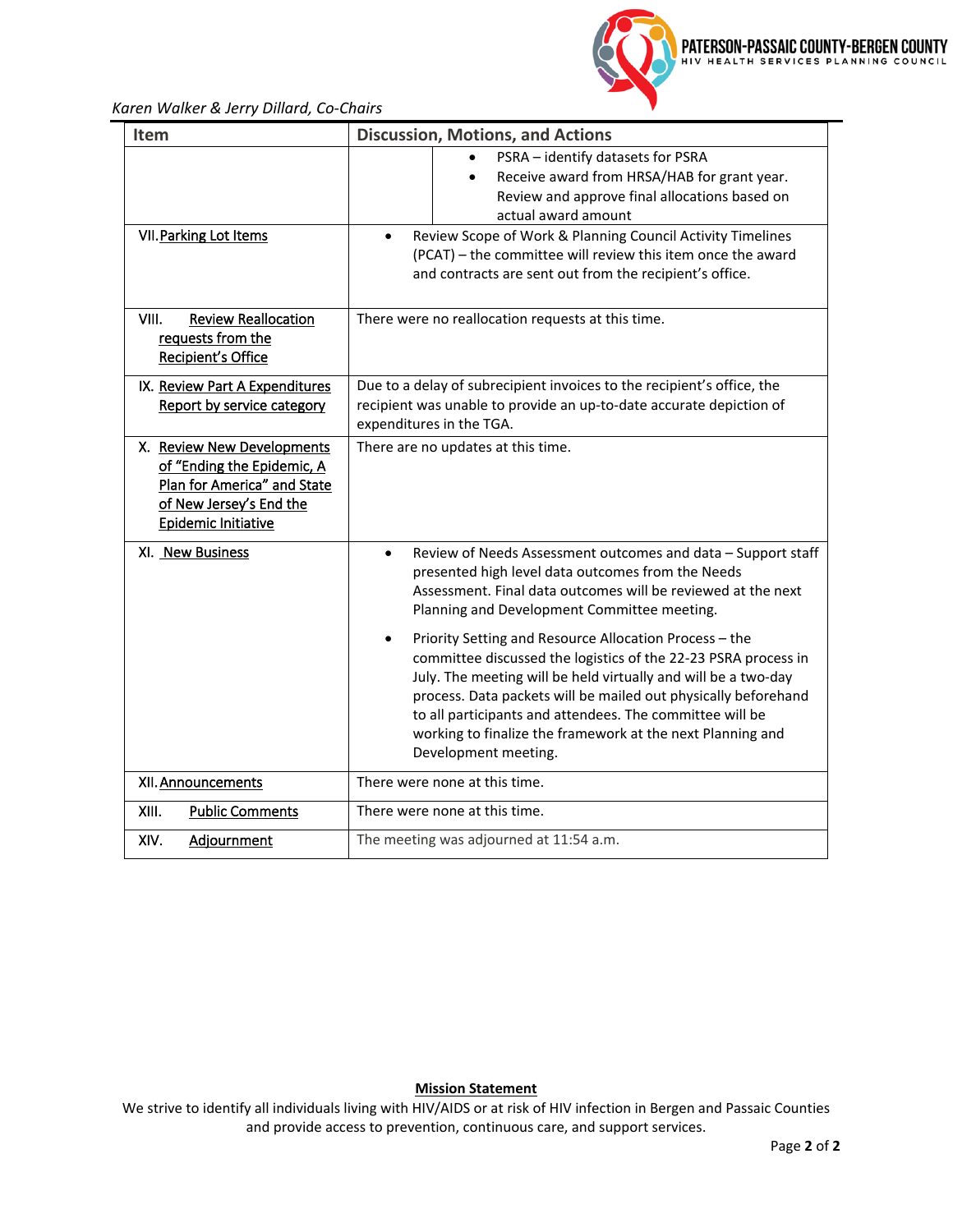*Karen Walker & Jerry Dillard, Co-Chairs*

| Item | Discussion, Motions, and Actions |
|---|---|
| | • PSRA – identify datasets for PSRA<br>• Receive award from HRSA/HAB for grant year. Review and approve final allocations based on actual award amount |
| VII. Parking Lot Items | • Review Scope of Work & Planning Council Activity Timelines (PCAT) – the committee will review this item once the award and contracts are sent out from the recipient's office. |
| VIII. Review Reallocation requests from the Recipient's Office | There were no reallocation requests at this time. |
| IX. Review Part A Expenditures Report by service category | Due to a delay of subrecipient invoices to the recipient's office, the recipient was unable to provide an up-to-date accurate depiction of expenditures in the TGA. |
| X. Review New Developments of "Ending the Epidemic, A Plan for America" and State of New Jersey's End the Epidemic Initiative | There are no updates at this time. |
| XI. New Business | • Review of Needs Assessment outcomes and data – Support staff presented high level data outcomes from the Needs Assessment. Final data outcomes will be reviewed at the next Planning and Development Committee meeting.<br>• Priority Setting and Resource Allocation Process – the committee discussed the logistics of the 22-23 PSRA process in July. The meeting will be held virtually and will be a two-day process. Data packets will be mailed out physically beforehand to all participants and attendees. The committee will be working to finalize the framework at the next Planning and Development meeting. |
| XII. Announcements | There were none at this time. |
| XIII. Public Comments | There were none at this time. |
| XIV. Adjournment | The meeting was adjourned at 11:54 a.m. |

**Mission Statement**

We strive to identify all individuals living with HIV/AIDS or at risk of HIV infection in Bergen and Passaic Counties and provide access to prevention, continuous care, and support services.